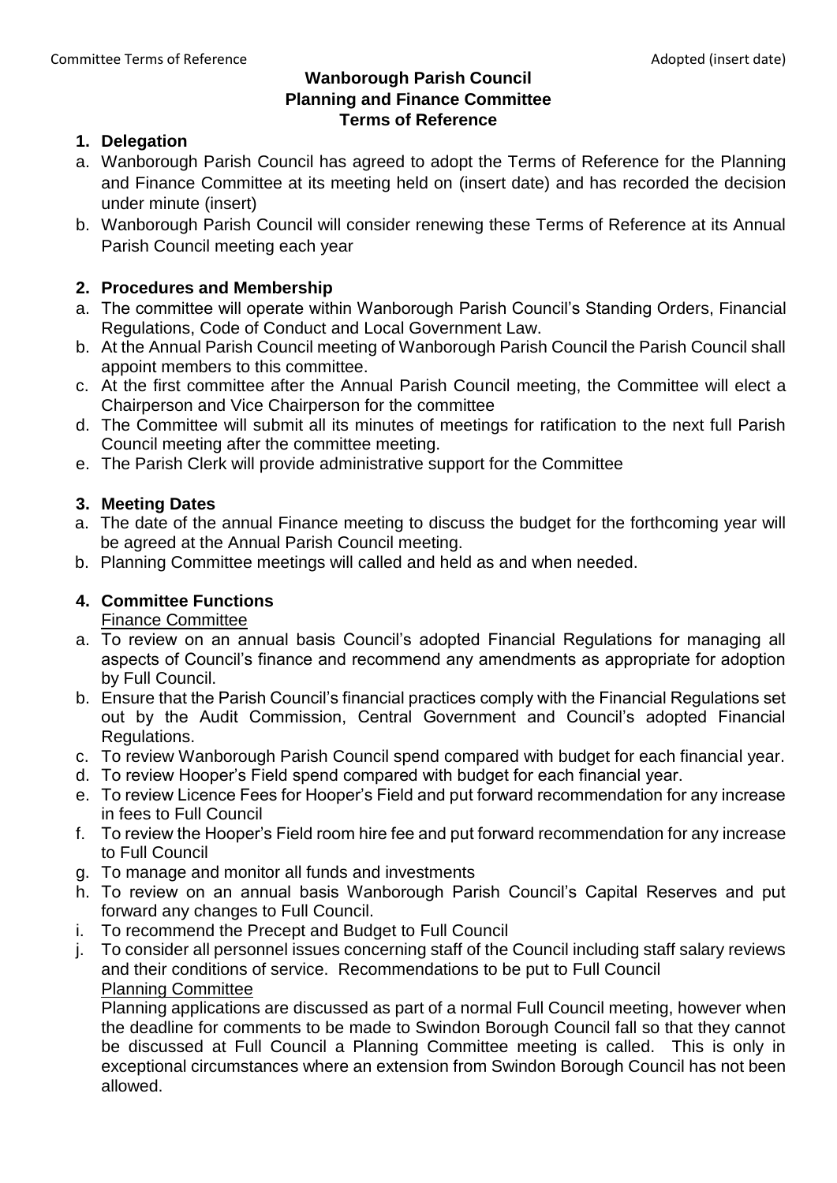**Wanborough Parish Council**
**Planning and Finance Committee**
**Terms of Reference**

## 1. Delegation

a. Wanborough Parish Council has agreed to adopt the Terms of Reference for the Planning and Finance Committee at its meeting held on (insert date) and has recorded the decision under minute (insert)

b. Wanborough Parish Council will consider renewing these Terms of Reference at its Annual Parish Council meeting each year

## 2. Procedures and Membership

a. The committee will operate within Wanborough Parish Council's Standing Orders, Financial Regulations, Code of Conduct and Local Government Law.

b. At the Annual Parish Council meeting of Wanborough Parish Council the Parish Council shall appoint members to this committee.

c. At the first committee after the Annual Parish Council meeting, the Committee will elect a Chairperson and Vice Chairperson for the committee

d. The Committee will submit all its minutes of meetings for ratification to the next full Parish Council meeting after the committee meeting.

e. The Parish Clerk will provide administrative support for the Committee

## 3. Meeting Dates

a. The date of the annual Finance meeting to discuss the budget for the forthcoming year will be agreed at the Annual Parish Council meeting.

b. Planning Committee meetings will called and held as and when needed.

## 4. Committee Functions

<u>Finance Committee</u>

a. To review on an annual basis Council's adopted Financial Regulations for managing all aspects of Council's finance and recommend any amendments as appropriate for adoption by Full Council.

b. Ensure that the Parish Council's financial practices comply with the Financial Regulations set out by the Audit Commission, Central Government and Council's adopted Financial Regulations.

c. To review Wanborough Parish Council spend compared with budget for each financial year.

d. To review Hooper's Field spend compared with budget for each financial year.

e. To review Licence Fees for Hooper's Field and put forward recommendation for any increase in fees to Full Council

f. To review the Hooper's Field room hire fee and put forward recommendation for any increase to Full Council

g. To manage and monitor all funds and investments

h. To review on an annual basis Wanborough Parish Council's Capital Reserves and put forward any changes to Full Council.

i. To recommend the Precept and Budget to Full Council

j. To consider all personnel issues concerning staff of the Council including staff salary reviews and their conditions of service. Recommendations to be put to Full Council

<u>Planning Committee</u>

Planning applications are discussed as part of a normal Full Council meeting, however when the deadline for comments to be made to Swindon Borough Council fall so that they cannot be discussed at Full Council a Planning Committee meeting is called. This is only in exceptional circumstances where an extension from Swindon Borough Council has not been allowed.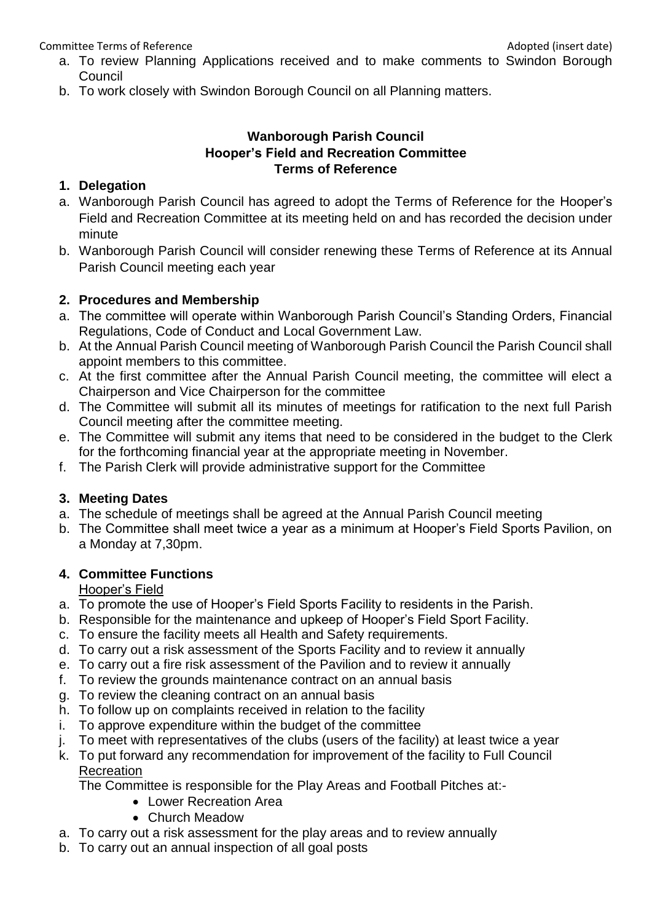a. To review Planning Applications received and to make comments to Swindon Borough Council
b. To work closely with Swindon Borough Council on all Planning matters.

**Wanborough Parish Council**
**Hooper's Field and Recreation Committee**
**Terms of Reference**

**1. Delegation**

a. Wanborough Parish Council has agreed to adopt the Terms of Reference for the Hooper's Field and Recreation Committee at its meeting held on and has recorded the decision under minute
b. Wanborough Parish Council will consider renewing these Terms of Reference at its Annual Parish Council meeting each year

**2. Procedures and Membership**

a. The committee will operate within Wanborough Parish Council's Standing Orders, Financial Regulations, Code of Conduct and Local Government Law.
b. At the Annual Parish Council meeting of Wanborough Parish Council the Parish Council shall appoint members to this committee.
c. At the first committee after the Annual Parish Council meeting, the committee will elect a Chairperson and Vice Chairperson for the committee
d. The Committee will submit all its minutes of meetings for ratification to the next full Parish Council meeting after the committee meeting.
e. The Committee will submit any items that need to be considered in the budget to the Clerk for the forthcoming financial year at the appropriate meeting in November.
f. The Parish Clerk will provide administrative support for the Committee

**3. Meeting Dates**

a. The schedule of meetings shall be agreed at the Annual Parish Council meeting
b. The Committee shall meet twice a year as a minimum at Hooper's Field Sports Pavilion, on a Monday at 7,30pm.

**4. Committee Functions**

Hooper's Field

a. To promote the use of Hooper's Field Sports Facility to residents in the Parish.
b. Responsible for the maintenance and upkeep of Hooper's Field Sport Facility.
c. To ensure the facility meets all Health and Safety requirements.
d. To carry out a risk assessment of the Sports Facility and to review it annually
e. To carry out a fire risk assessment of the Pavilion and to review it annually
f. To review the grounds maintenance contract on an annual basis
g. To review the cleaning contract on an annual basis
h. To follow up on complaints received in relation to the facility
i. To approve expenditure within the budget of the committee
j. To meet with representatives of the clubs (users of the facility) at least twice a year
k. To put forward any recommendation for improvement of the facility to Full Council

Recreation

The Committee is responsible for the Play Areas and Football Pitches at:-

- Lower Recreation Area
- Church Meadow

a. To carry out a risk assessment for the play areas and to review annually
b. To carry out an annual inspection of all goal posts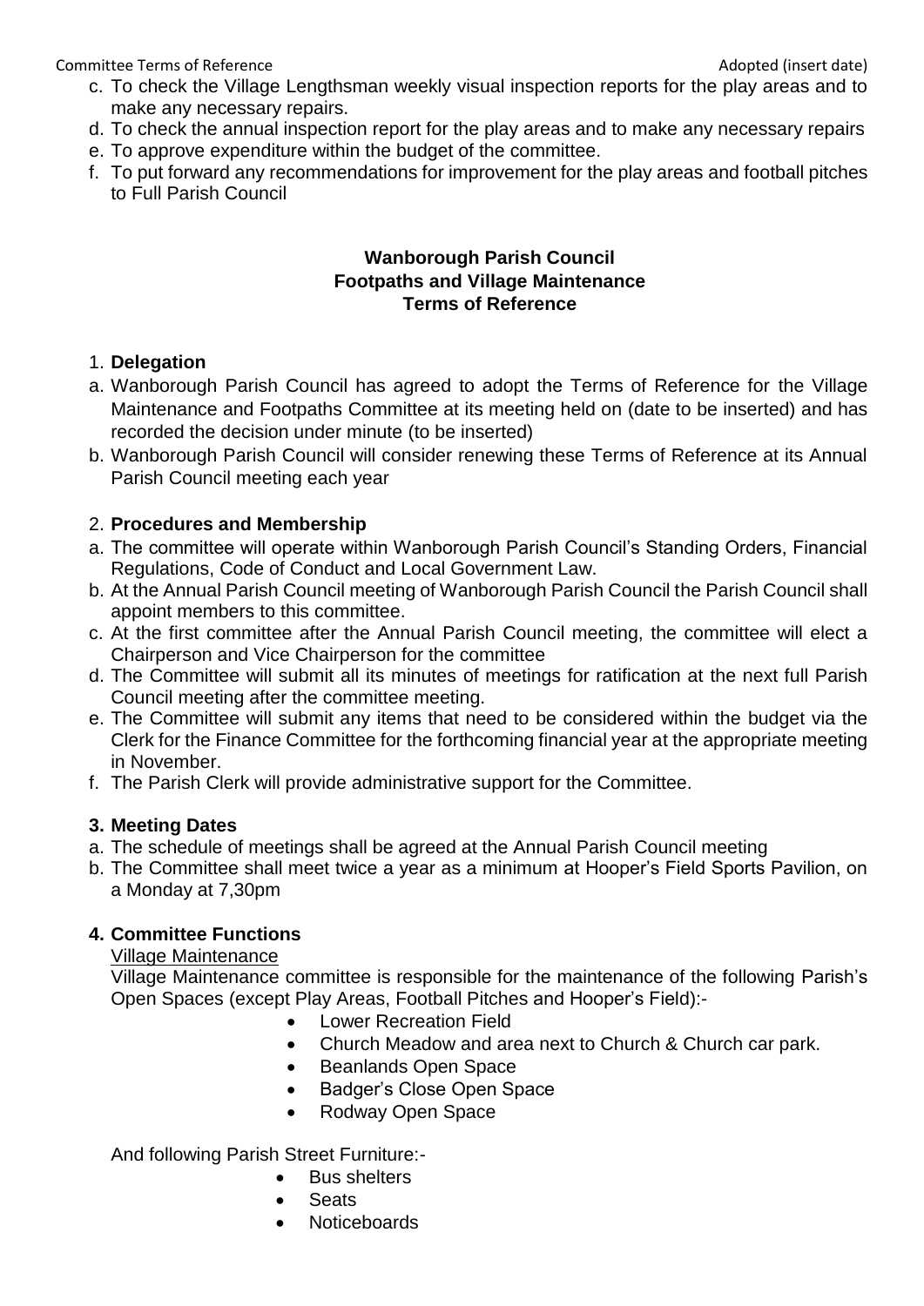c. To check the Village Lengthsman weekly visual inspection reports for the play areas and to make any necessary repairs.
d. To check the annual inspection report for the play areas and to make any necessary repairs
e. To approve expenditure within the budget of the committee.
f. To put forward any recommendations for improvement for the play areas and football pitches to Full Parish Council

**Wanborough Parish Council**
**Footpaths and Village Maintenance**
**Terms of Reference**

1. **Delegation**

a. Wanborough Parish Council has agreed to adopt the Terms of Reference for the Village Maintenance and Footpaths Committee at its meeting held on (date to be inserted) and has recorded the decision under minute (to be inserted)
b. Wanborough Parish Council will consider renewing these Terms of Reference at its Annual Parish Council meeting each year

2. **Procedures and Membership**

a. The committee will operate within Wanborough Parish Council's Standing Orders, Financial Regulations, Code of Conduct and Local Government Law.
b. At the Annual Parish Council meeting of Wanborough Parish Council the Parish Council shall appoint members to this committee.
c. At the first committee after the Annual Parish Council meeting, the committee will elect a Chairperson and Vice Chairperson for the committee
d. The Committee will submit all its minutes of meetings for ratification at the next full Parish Council meeting after the committee meeting.
e. The Committee will submit any items that need to be considered within the budget via the Clerk for the Finance Committee for the forthcoming financial year at the appropriate meeting in November.
f. The Parish Clerk will provide administrative support for the Committee.

**3. Meeting Dates**

a. The schedule of meetings shall be agreed at the Annual Parish Council meeting
b. The Committee shall meet twice a year as a minimum at Hooper's Field Sports Pavilion, on a Monday at 7,30pm

**4. Committee Functions**

Village Maintenance

Village Maintenance committee is responsible for the maintenance of the following Parish's Open Spaces (except Play Areas, Football Pitches and Hooper's Field):-

- Lower Recreation Field
- Church Meadow and area next to Church & Church car park.
- Beanlands Open Space
- Badger's Close Open Space
- Rodway Open Space

And following Parish Street Furniture:-

- Bus shelters
- Seats
- Noticeboards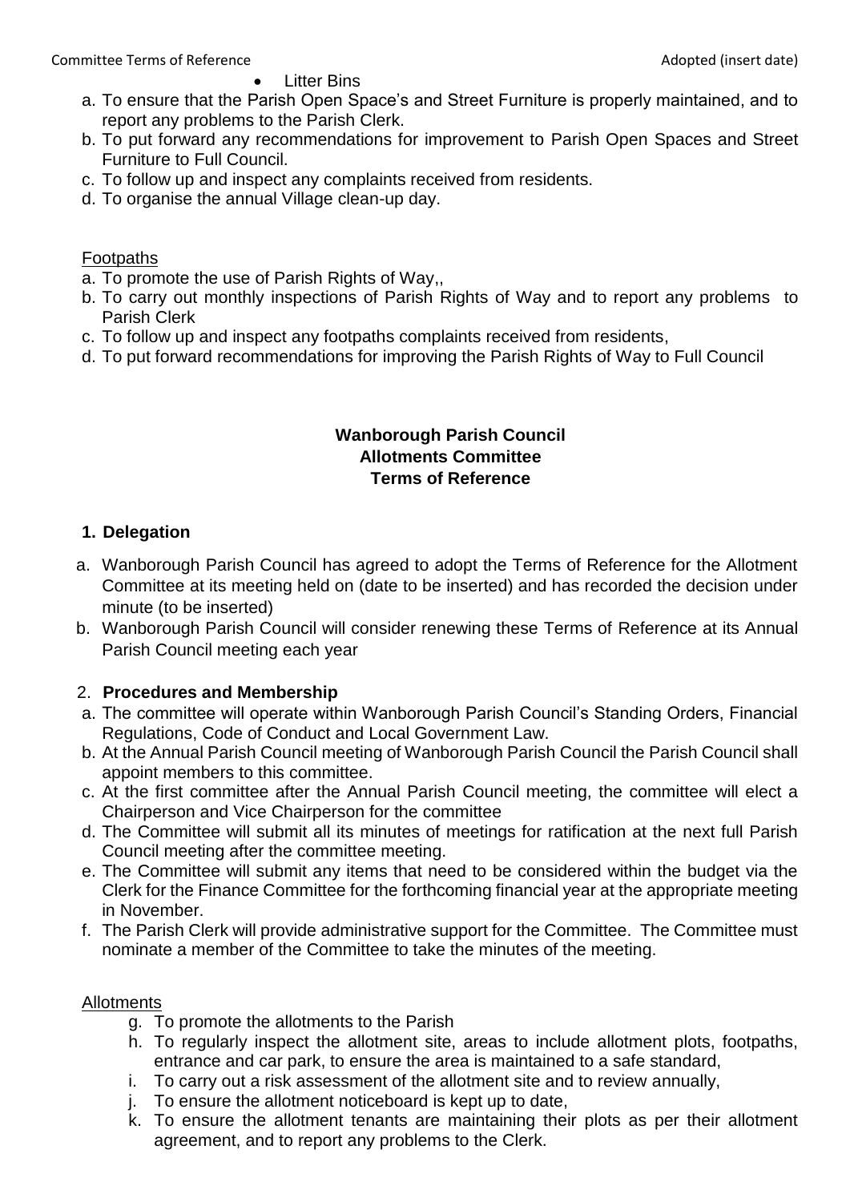- Litter Bins

a. To ensure that the Parish Open Space's and Street Furniture is properly maintained, and to report any problems to the Parish Clerk.
b. To put forward any recommendations for improvement to Parish Open Spaces and Street Furniture to Full Council.
c. To follow up and inspect any complaints received from residents.
d. To organise the annual Village clean-up day.

Footpaths

a. To promote the use of Parish Rights of Way,,
b. To carry out monthly inspections of Parish Rights of Way and to report any problems to Parish Clerk
c. To follow up and inspect any footpaths complaints received from residents,
d. To put forward recommendations for improving the Parish Rights of Way to Full Council

**Wanborough Parish Council**
**Allotments Committee**
**Terms of Reference**

**1. Delegation**

a. Wanborough Parish Council has agreed to adopt the Terms of Reference for the Allotment Committee at its meeting held on (date to be inserted) and has recorded the decision under minute (to be inserted)
b. Wanborough Parish Council will consider renewing these Terms of Reference at its Annual Parish Council meeting each year

2. **Procedures and Membership**

a. The committee will operate within Wanborough Parish Council's Standing Orders, Financial Regulations, Code of Conduct and Local Government Law.
b. At the Annual Parish Council meeting of Wanborough Parish Council the Parish Council shall appoint members to this committee.
c. At the first committee after the Annual Parish Council meeting, the committee will elect a Chairperson and Vice Chairperson for the committee
d. The Committee will submit all its minutes of meetings for ratification at the next full Parish Council meeting after the committee meeting.
e. The Committee will submit any items that need to be considered within the budget via the Clerk for the Finance Committee for the forthcoming financial year at the appropriate meeting in November.
f. The Parish Clerk will provide administrative support for the Committee. The Committee must nominate a member of the Committee to take the minutes of the meeting.

Allotments

g. To promote the allotments to the Parish
h. To regularly inspect the allotment site, areas to include allotment plots, footpaths, entrance and car park, to ensure the area is maintained to a safe standard,
i. To carry out a risk assessment of the allotment site and to review annually,
j. To ensure the allotment noticeboard is kept up to date,
k. To ensure the allotment tenants are maintaining their plots as per their allotment agreement, and to report any problems to the Clerk.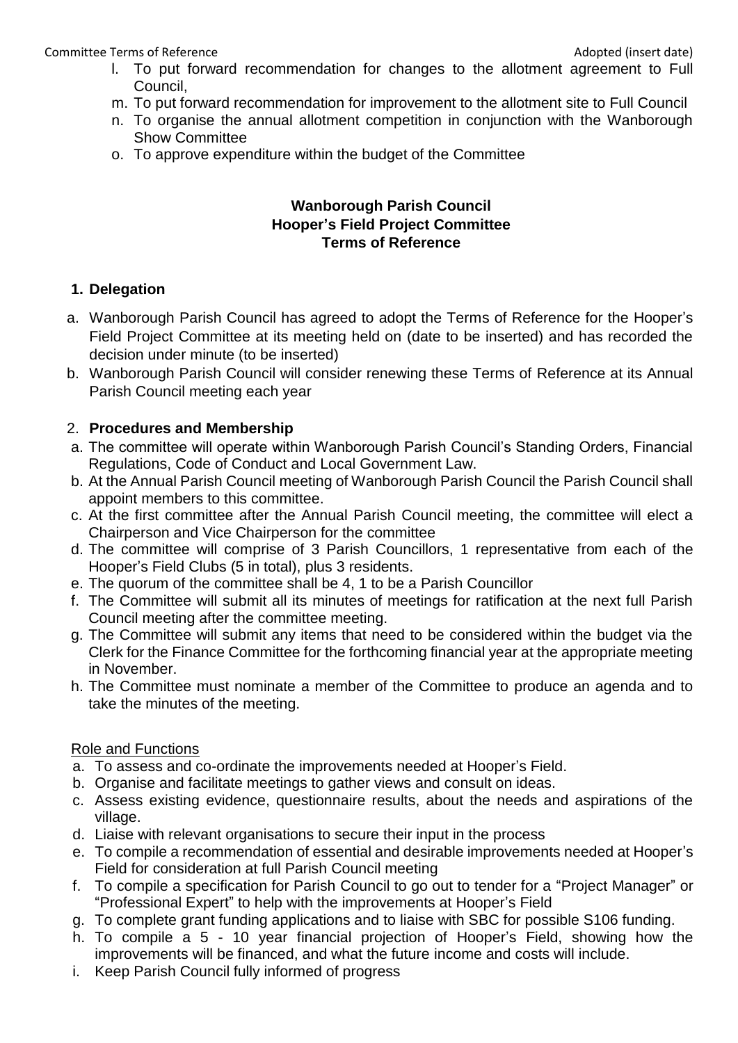l. To put forward recommendation for changes to the allotment agreement to Full Council,
m. To put forward recommendation for improvement to the allotment site to Full Council
n. To organise the annual allotment competition in conjunction with the Wanborough Show Committee
o. To approve expenditure within the budget of the Committee

**Wanborough Parish Council**
**Hooper's Field Project Committee**
**Terms of Reference**

## 1. Delegation

a. Wanborough Parish Council has agreed to adopt the Terms of Reference for the Hooper's Field Project Committee at its meeting held on (date to be inserted) and has recorded the decision under minute (to be inserted)
b. Wanborough Parish Council will consider renewing these Terms of Reference at its Annual Parish Council meeting each year

## 2. Procedures and Membership

a. The committee will operate within Wanborough Parish Council's Standing Orders, Financial Regulations, Code of Conduct and Local Government Law.
b. At the Annual Parish Council meeting of Wanborough Parish Council the Parish Council shall appoint members to this committee.
c. At the first committee after the Annual Parish Council meeting, the committee will elect a Chairperson and Vice Chairperson for the committee
d. The committee will comprise of 3 Parish Councillors, 1 representative from each of the Hooper's Field Clubs (5 in total), plus 3 residents.
e. The quorum of the committee shall be 4, 1 to be a Parish Councillor
f. The Committee will submit all its minutes of meetings for ratification at the next full Parish Council meeting after the committee meeting.
g. The Committee will submit any items that need to be considered within the budget via the Clerk for the Finance Committee for the forthcoming financial year at the appropriate meeting in November.
h. The Committee must nominate a member of the Committee to produce an agenda and to take the minutes of the meeting.

Role and Functions

a. To assess and co-ordinate the improvements needed at Hooper's Field.
b. Organise and facilitate meetings to gather views and consult on ideas.
c. Assess existing evidence, questionnaire results, about the needs and aspirations of the village.
d. Liaise with relevant organisations to secure their input in the process
e. To compile a recommendation of essential and desirable improvements needed at Hooper's Field for consideration at full Parish Council meeting
f. To compile a specification for Parish Council to go out to tender for a "Project Manager" or "Professional Expert" to help with the improvements at Hooper's Field
g. To complete grant funding applications and to liaise with SBC for possible S106 funding.
h. To compile a 5 - 10 year financial projection of Hooper's Field, showing how the improvements will be financed, and what the future income and costs will include.
i. Keep Parish Council fully informed of progress